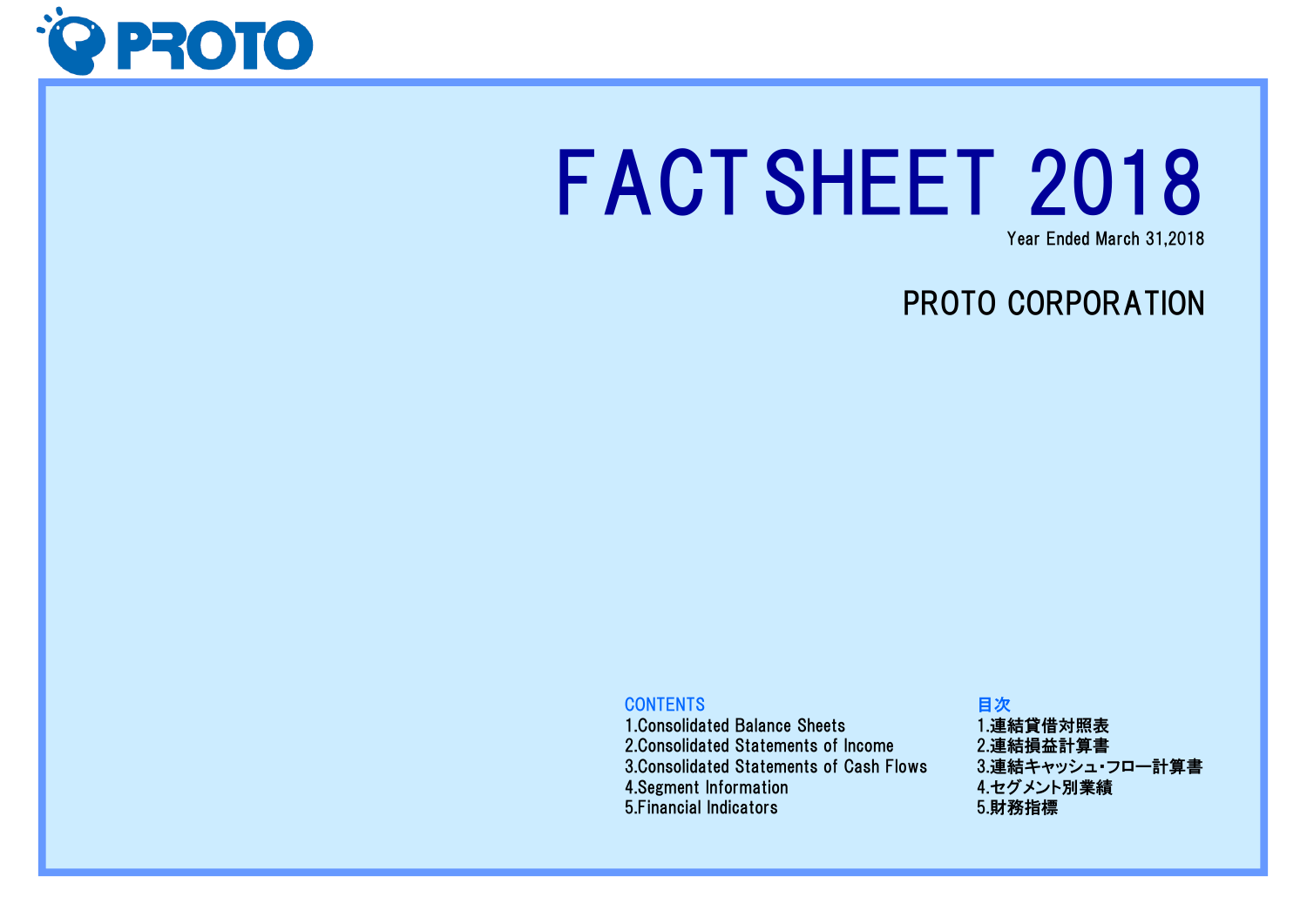PROTO

# FACT SHEET 2018

Year Ended March 31,2018

## PROTO CORPORATION

| CONTENTS | 目次 |
| --- | --- |
| 1.Consolidated Balance Sheets | 1.連結貸借対照表 |
| 2.Consolidated Statements of Income | 2.連結損益計算書 |
| 3.Consolidated Statements of Cash Flows | 3.連結キャッシュ･フロー計算書 |
| 4.Segment Information | 4.セグメント別業績 |
| 5.Financial Indicators | 5.財務指標 |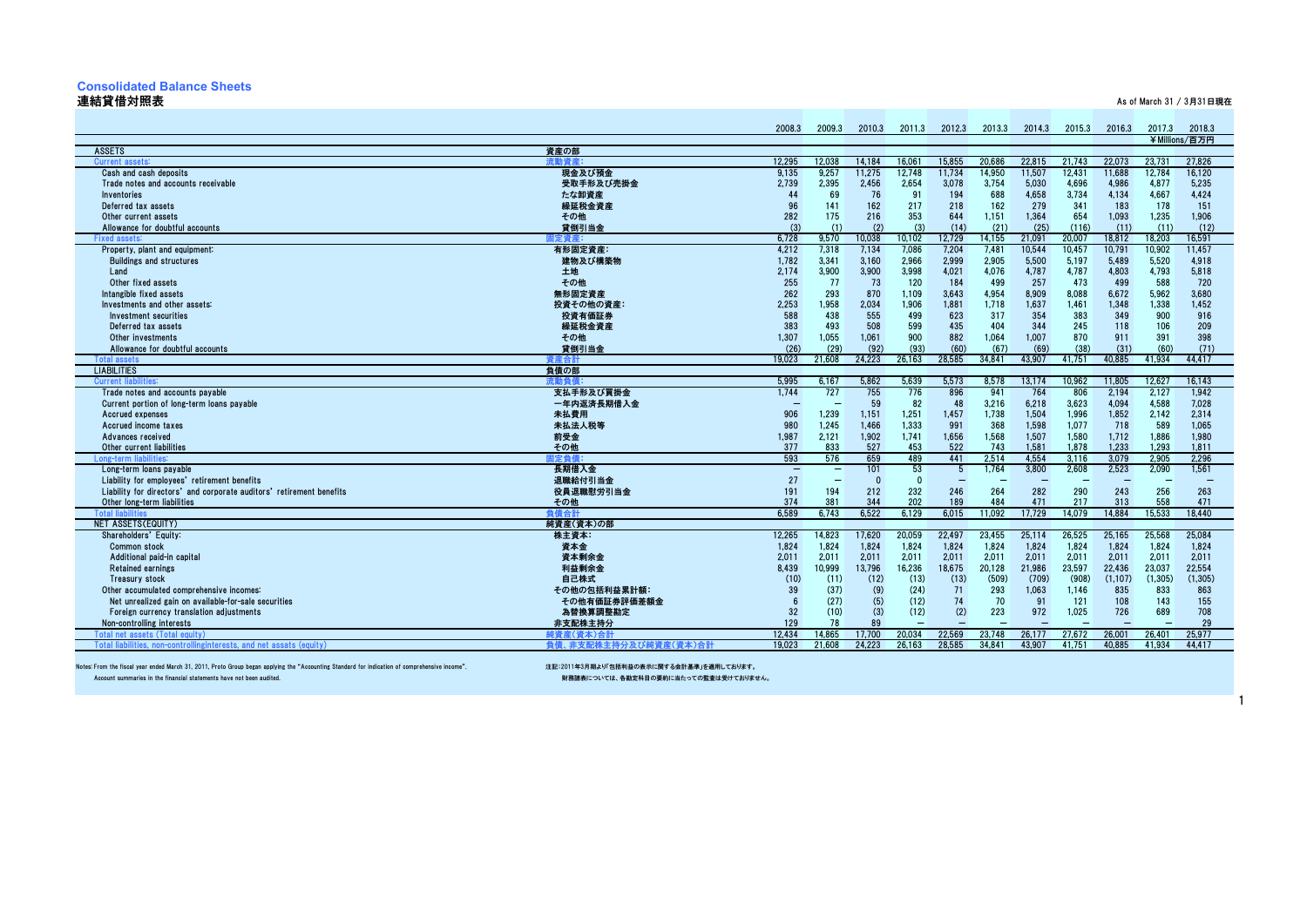# Consolidated Balance Sheets
## 連結貸借対照表

As of March 31 / 3月31日現在

| | | 2008.3 | 2009.3 | 2010.3 | 2011.3 | 2012.3 | 2013.3 | 2014.3 | 2015.3 | 2016.3 | 2017.3 | 2018.3 |
|---|---|---|---|---|---|---|---|---|---|---|---|---|
| | | | | | | | | | | | ¥Millions/百万円 | |
| ASSETS | 資産の部 | | | | | | | | | | | |
| Current assets: | 流動資産: | 12,295 | 12,038 | 14,184 | 16,061 | 15,855 | 20,686 | 22,815 | 21,743 | 22,073 | 23,731 | 27,826 |
| Cash and cash deposits | 現金及び預金 | 9,135 | 9,257 | 11,275 | 12,748 | 11,734 | 14,950 | 11,507 | 12,431 | 11,688 | 12,784 | 16,120 |
| Trade notes and accounts receivable | 受取手形及び売掛金 | 2,739 | 2,395 | 2,456 | 2,654 | 3,078 | 3,754 | 5,030 | 4,696 | 4,986 | 4,877 | 5,235 |
| Inventories | たな卸資産 | 44 | 69 | 76 | 91 | 194 | 688 | 4,658 | 3,734 | 4,134 | 4,667 | 4,424 |
| Deferred tax assets | 繰延税金資産 | 96 | 141 | 162 | 217 | 218 | 162 | 279 | 341 | 183 | 178 | 151 |
| Other current assets | その他 | 282 | 175 | 216 | 353 | 644 | 1,151 | 1,364 | 654 | 1,093 | 1,235 | 1,906 |
| Allowance for doubtful accounts | 貸倒引当金 | (3) | (1) | (2) | (3) | (14) | (21) | (25) | (116) | (11) | (11) | (12) |
| Fixed assets: | 固定資産: | 6,728 | 9,570 | 10,038 | 10,102 | 12,729 | 14,155 | 21,091 | 20,007 | 18,812 | 18,203 | 16,591 |
| Property, plant and equipment: | 有形固定資産: | 4,212 | 7,318 | 7,134 | 7,086 | 7,204 | 7,481 | 10,544 | 10,457 | 10,791 | 10,902 | 11,457 |
| Buildings and structures | 建物及び構築物 | 1,782 | 3,341 | 3,160 | 2,966 | 2,999 | 2,905 | 5,500 | 5,197 | 5,489 | 5,520 | 4,918 |
| Land | 土地 | 2,174 | 3,900 | 3,900 | 3,998 | 4,021 | 4,076 | 4,787 | 4,787 | 4,803 | 4,793 | 5,818 |
| Other fixed assets | その他 | 255 | 77 | 73 | 120 | 184 | 499 | 257 | 473 | 499 | 588 | 720 |
| Intangible fixed assets | 無形固定資産 | 262 | 293 | 870 | 1,109 | 3,643 | 4,954 | 8,909 | 8,088 | 6,672 | 5,962 | 3,680 |
| Investments and other assets: | 投資その他の資産: | 2,253 | 1,958 | 2,034 | 1,906 | 1,881 | 1,718 | 1,637 | 1,461 | 1,348 | 1,338 | 1,452 |
| Investment securities | 投資有価証券 | 588 | 438 | 555 | 499 | 623 | 317 | 354 | 383 | 349 | 900 | 916 |
| Deferred tax assets | 繰延税金資産 | 383 | 493 | 508 | 599 | 435 | 404 | 344 | 245 | 118 | 106 | 209 |
| Other investments | その他 | 1,307 | 1,055 | 1,061 | 900 | 882 | 1,064 | 1,007 | 870 | 911 | 391 | 398 |
| Allowance for doubtful accounts | 貸倒引当金 | (26) | (29) | (92) | (93) | (60) | (67) | (69) | (38) | (31) | (60) | (71) |
| Total assets | 資産合計 | 19,023 | 21,608 | 24,223 | 26,163 | 28,585 | 34,841 | 43,907 | 41,751 | 40,885 | 41,934 | 44,417 |
| LIABILITIES | 負債の部 | | | | | | | | | | | |
| Current liabilities: | 流動負債: | 5,995 | 6,167 | 5,862 | 5,639 | 5,573 | 8,578 | 13,174 | 10,962 | 11,805 | 12,627 | 16,143 |
| Trade notes and accounts payable | 支払手形及び買掛金 | 1,744 | 727 | 755 | 776 | 896 | 941 | 764 | 806 | 2,194 | 2,127 | 1,942 |
| Current portion of long-term loans payable | 一年内返済長期借入金 | – | – | 59 | 82 | 48 | 3,216 | 6,218 | 3,623 | 4,094 | 4,588 | 7,028 |
| Accrued expenses | 未払費用 | 906 | 1,239 | 1,151 | 1,251 | 1,457 | 1,738 | 1,504 | 1,996 | 1,852 | 2,142 | 2,314 |
| Accrued income taxes | 未払法人税等 | 980 | 1,245 | 1,466 | 1,333 | 991 | 368 | 1,598 | 1,077 | 718 | 589 | 1,065 |
| Advances received | 前受金 | 1,987 | 2,121 | 1,902 | 1,741 | 1,656 | 1,568 | 1,507 | 1,580 | 1,712 | 1,886 | 1,980 |
| Other current liabilities | その他 | 377 | 833 | 527 | 453 | 522 | 743 | 1,581 | 1,878 | 1,233 | 1,293 | 1,811 |
| Long-term liabilities: | 固定負債: | 593 | 576 | 659 | 489 | 441 | 2,514 | 4,554 | 3,116 | 3,079 | 2,905 | 2,296 |
| Long-term loans payable | 長期借入金 | – | – | 101 | 53 | 5 | 1,764 | 3,800 | 2,608 | 2,523 | 2,090 | 1,561 |
| Liability for employees' retirement benefits | 退職給付引当金 | 27 | – | 0 | 0 | – | – | – | – | – | – | – |
| Liability for directors' and corporate auditors' retirement benefits | 役員退職慰労引当金 | 191 | 194 | 212 | 232 | 246 | 264 | 282 | 290 | 243 | 256 | 263 |
| Other long-term liabilities | その他 | 374 | 381 | 344 | 202 | 189 | 484 | 471 | 217 | 313 | 558 | 471 |
| Total liabilities | 負債合計 | 6,589 | 6,743 | 6,522 | 6,129 | 6,015 | 11,092 | 17,729 | 14,079 | 14,884 | 15,533 | 18,440 |
| NET ASSETS(EQUITY) | 純資産(資本)の部 | | | | | | | | | | | |
| Shareholders' Equity: | 株主資本: | 12,265 | 14,823 | 17,620 | 20,059 | 22,497 | 23,455 | 25,114 | 26,525 | 25,165 | 25,568 | 25,084 |
| Common stock | 資本金 | 1,824 | 1,824 | 1,824 | 1,824 | 1,824 | 1,824 | 1,824 | 1,824 | 1,824 | 1,824 | 1,824 |
| Additional paid-in capital | 資本剰余金 | 2,011 | 2,011 | 2,011 | 2,011 | 2,011 | 2,011 | 2,011 | 2,011 | 2,011 | 2,011 | 2,011 |
| Retained earnings | 利益剰余金 | 8,439 | 10,999 | 13,796 | 16,236 | 18,675 | 20,128 | 21,986 | 23,597 | 22,436 | 23,037 | 22,554 |
| Treasury stock | 自己株式 | (10) | (11) | (12) | (13) | (13) | (509) | (709) | (908) | (1,107) | (1,305) | (1,305) |
| Other accumulated comprehensive incomes: | その他の包括利益累計額: | 39 | (37) | (9) | (24) | 71 | 293 | 1,063 | 1,146 | 835 | 833 | 863 |
| Net unrealized gain on available-for-sale securities | その他有価証券評価差額金 | 6 | (27) | (5) | (12) | 74 | 70 | 91 | 121 | 108 | 143 | 155 |
| Foreign currency translation adjustments | 為替換算調整勘定 | 32 | (10) | (3) | (12) | (2) | 223 | 972 | 1,025 | 726 | 689 | 708 |
| Non-controlling interests | 非支配株主持分 | 129 | 78 | 89 | – | – | – | – | – | – | – | 29 |
| Total net assets (Total equity) | 純資産(資本)合計 | 12,434 | 14,865 | 17,700 | 20,034 | 22,569 | 23,748 | 26,177 | 27,672 | 26,001 | 26,401 | 25,977 |
| Total liabilities, non-controllinginterests, and net assets (equity) | 負債、非支配株主持分及び純資産(資本)合計 | 19,023 | 21,608 | 24,223 | 26,163 | 28,585 | 34,841 | 43,907 | 41,751 | 40,885 | 41,934 | 44,417 |

Notes: From the fiscal year ended March 31, 2011, Proto Group began applying the "Accounting Standard for indication of comprehensive income".
Account summaries in the financial statements have not been audited.

注記：2011年3月期より「包括利益の表示に関する会計基準」を適用しております。
財務諸表については、各勘定科目の要約に当たっての監査は受けておりません。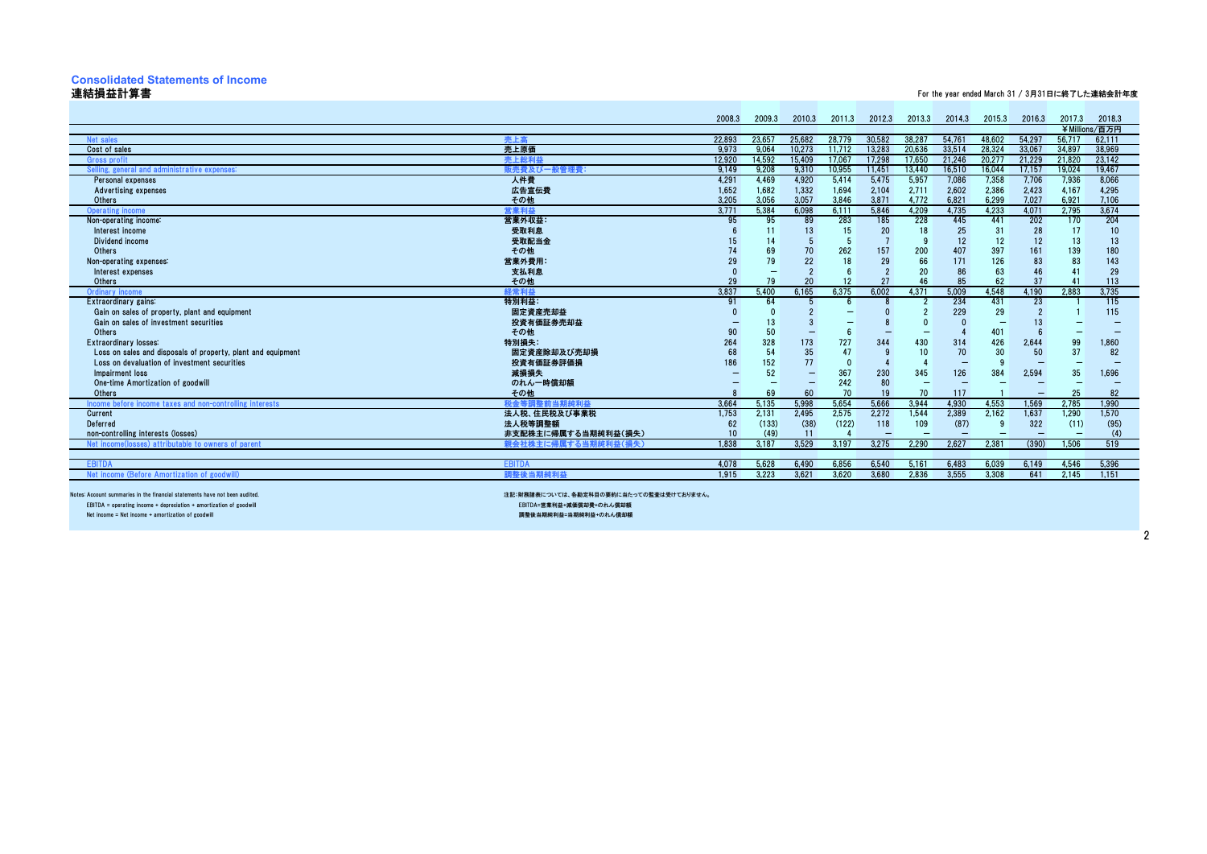# Consolidated Statements of Income
## 連結損益計算書

For the year ended March 31 / 3月31日に終了した連結会計年度

| | | 2008.3 | 2009.3 | 2010.3 | 2011.3 | 2012.3 | 2013.3 | 2014.3 | 2015.3 | 2016.3 | 2017.3 | 2018.3 |
|---|---|---|---|---|---|---|---|---|---|---|---|---|
| | | | | | | | | | | | ¥Millions/百万円 | |
| Net sales | 売上高 | 22,893 | 23,657 | 25,682 | 28,779 | 30,582 | 38,287 | 54,761 | 48,602 | 54,297 | 56,717 | 62,111 |
| Cost of sales | 売上原価 | 9,973 | 9,064 | 10,273 | 11,712 | 13,283 | 20,636 | 33,514 | 28,324 | 33,067 | 34,897 | 38,969 |
| Gross profit | 売上総利益 | 12,920 | 14,592 | 15,409 | 17,067 | 17,298 | 17,650 | 21,246 | 20,277 | 21,229 | 21,820 | 23,142 |
| Selling, general and administrative expenses: | 販売費及び一般管理費: | 9,149 | 9,208 | 9,310 | 10,955 | 11,451 | 13,440 | 16,510 | 16,044 | 17,157 | 19,024 | 19,467 |
| Personal expenses | 人件費 | 4,291 | 4,469 | 4,920 | 5,414 | 5,475 | 5,957 | 7,086 | 7,358 | 7,706 | 7,936 | 8,066 |
| Advertising expenses | 広告宣伝費 | 1,652 | 1,682 | 1,332 | 1,694 | 2,104 | 2,711 | 2,602 | 2,386 | 2,423 | 4,167 | 4,295 |
| Others | その他 | 3,205 | 3,056 | 3,057 | 3,846 | 3,871 | 4,772 | 6,821 | 6,299 | 7,027 | 6,921 | 7,106 |
| Operating income | 営業利益 | 3,771 | 5,384 | 6,098 | 6,111 | 5,846 | 4,209 | 4,735 | 4,233 | 4,071 | 2,795 | 3,674 |
| Non-operating income: | 営業外収益: | 95 | 95 | 89 | 283 | 185 | 228 | 445 | 441 | 202 | 170 | 204 |
| Interest income | 受取利息 | 6 | 11 | 13 | 15 | 20 | 18 | 25 | 31 | 28 | 17 | 10 |
| Dividend income | 受取配当金 | 15 | 14 | 5 | 5 | 7 | 9 | 12 | 12 | 12 | 13 | 13 |
| Others | その他 | 74 | 69 | 70 | 262 | 157 | 200 | 407 | 397 | 161 | 139 | 180 |
| Non-operating expenses: | 営業外費用: | 29 | 79 | 22 | 18 | 29 | 66 | 171 | 126 | 83 | 83 | 143 |
| Interest expenses | 支払利息 | 0 | — | 2 | 6 | 2 | 20 | 86 | 63 | 46 | 41 | 29 |
| Others | その他 | 29 | 79 | 20 | 12 | 27 | 46 | 85 | 62 | 37 | 41 | 113 |
| Ordinary income | 経常利益 | 3,837 | 5,400 | 6,165 | 6,375 | 6,002 | 4,371 | 5,009 | 4,548 | 4,190 | 2,883 | 3,735 |
| Extraordinary gains: | 特別利益: | 91 | 64 | 5 | 6 | 8 | 2 | 234 | 431 | 23 | 1 | 115 |
| Gain on sales of property, plant and equipment | 固定資産売却益 | 0 | 0 | 2 | — | 0 | 2 | 229 | 29 | 2 | 1 | 115 |
| Gain on sales of investment securities | 投資有価証券売却益 | — | 13 | 3 | — | 8 | 0 | 0 | — | 13 | — | — |
| Others | その他 | 90 | 50 | — | 6 | — | — | 4 | 401 | 6 | — | — |
| Extraordinary losses: | 特別損失: | 264 | 328 | 173 | 727 | 344 | 430 | 314 | 426 | 2,644 | 99 | 1,860 |
| Loss on sales and disposals of property, plant and equipment | 固定資産除却及び売却損 | 68 | 54 | 35 | 47 | 9 | 10 | 70 | 30 | 50 | 37 | 82 |
| Loss on devaluation of investment securities | 投資有価証券評価損 | 186 | 152 | 77 | 0 | 4 | 4 | — | 9 | — | — | — |
| Impairment loss | 減損損失 | — | 52 | — | 367 | 230 | 345 | 126 | 384 | 2,594 | 35 | 1,696 |
| One-time Amortization of goodwill | のれん一時償却額 | — | — | — | 242 | 80 | — | — | — | — | — | — |
| Others | その他 | 8 | 69 | 60 | 70 | 19 | 70 | 117 | 1 | — | 25 | 82 |
| Income before income taxes and non-controlling interests | 税金等調整前当期純利益 | 3,664 | 5,135 | 5,998 | 5,654 | 5,666 | 3,944 | 4,930 | 4,553 | 1,569 | 2,785 | 1,990 |
| Current | 法人税、住民税及び事業税 | 1,753 | 2,131 | 2,495 | 2,575 | 2,272 | 1,544 | 2,389 | 2,162 | 1,637 | 1,290 | 1,570 |
| Deferred | 法人税等調整額 | 62 | (133) | (38) | (122) | 118 | 109 | (87) | 9 | 322 | (11) | (95) |
| non-controlling interests (losses) | 非支配株主に帰属する当期純利益(損失) | 10 | (49) | 11 | 4 | — | — | — | — | — | — | (4) |
| Net income(losses) attributable to owners of parent | 親会社株主に帰属する当期純利益(損失) | 1,838 | 3,187 | 3,529 | 3,197 | 3,275 | 2,290 | 2,627 | 2,381 | (390) | 1,506 | 519 |
| EBITDA | EBITDA | 4,078 | 5,628 | 6,490 | 6,856 | 6,540 | 5,161 | 6,483 | 6,039 | 6,149 | 4,546 | 5,396 |
| Net income (Before Amortization of goodwill) | 調整後当期純利益 | 1,915 | 3,223 | 3,621 | 3,620 | 3,680 | 2,836 | 3,555 | 3,308 | 641 | 2,145 | 1,151 |

Notes: Account summaries in the financial statements have not been audited.
EBITDA = operating income + depreciation + amortization of goodwill
Net income = Net income + amortization of goodwill

注記:財務諸表については、各勘定科目の要約に当たっての監査は受けておりません。
EBITDA=営業利益+減価償却費+のれん償却額
調整後当期純利益=当期純利益+のれん償却額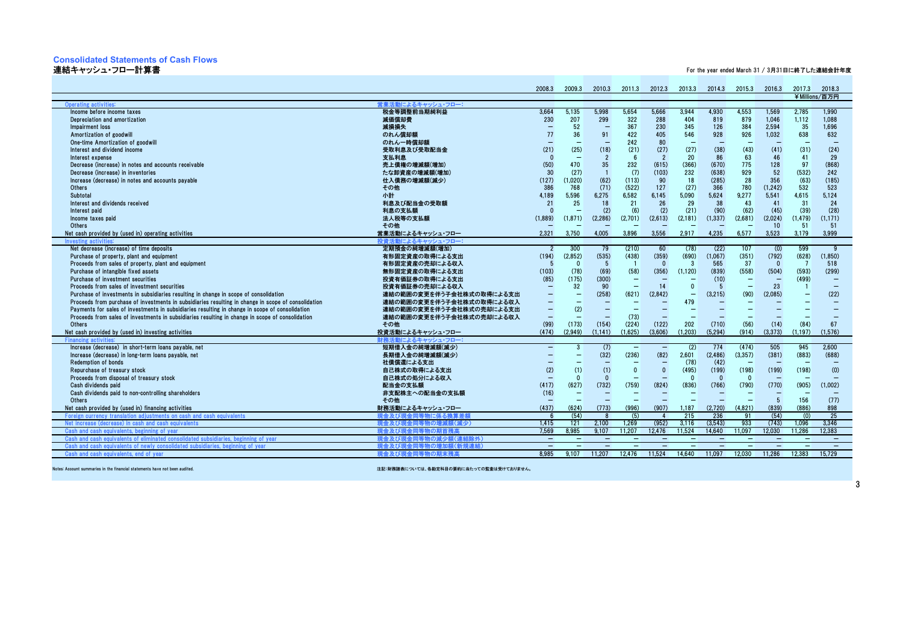# Consolidated Statements of Cash Flows
## 連結キャッシュ・フロー計算書

For the year ended March 31 / 3月31日に終了した連結会計年度

| | | 2008.3 | 2009.3 | 2010.3 | 2011.3 | 2012.3 | 2013.3 | 2014.3 | 2015.3 | 2016.3 | 2017.3 | 2018.3 |
|---|---|---|---|---|---|---|---|---|---|---|---|---|
| | | | | | | | | | | | ¥Millions/百万円 | |
| Operating activities: | 営業活動によるキャッシュ・フロー: | | | | | | | | | | | |
| Income before income taxes | 税金等調整前当期純利益 | 3,664 | 5,135 | 5,998 | 5,654 | 5,666 | 3,944 | 4,930 | 4,553 | 1,569 | 2,785 | 1,990 |
| Depreciation and amortization | 減価償却費 | 230 | 207 | 299 | 322 | 288 | 404 | 819 | 879 | 1,046 | 1,112 | 1,088 |
| Impairment loss | 減損損失 | — | 52 | — | 367 | 230 | 345 | 126 | 384 | 2,594 | 35 | 1,696 |
| Amortization of goodwill | のれん償却額 | 77 | 36 | 91 | 422 | 405 | 546 | 928 | 926 | 1,032 | 638 | 632 |
| One-time Amortization of goodwill | のれん一時償却額 | — | — | — | 242 | 80 | — | — | — | — | — | — |
| Interest and dividend income | 受取利息及び受取配当金 | (21) | (25) | (18) | (21) | (27) | (27) | (38) | (43) | (41) | (31) | (24) |
| Interest expense | 支払利息 | 0 | — | 2 | 6 | 2 | 20 | 86 | 63 | 46 | 41 | 29 |
| Decrease (increase) in notes and accounts receivable | 売上債権の増減額(増加) | (50) | 470 | 35 | 232 | (615) | (366) | (670) | 775 | 128 | 97 | (868) |
| Decrease (increase) in inventories | たな卸資産の増減額(増加) | 30 | (27) | 1 | (7) | (103) | 232 | (638) | 929 | 52 | (532) | 242 |
| Increase (decrease) in notes and accounts payable | 仕入債務の増減額(減少) | (127) | (1,020) | (62) | (113) | 90 | 18 | (285) | 28 | 356 | (63) | (185) |
| Others | その他 | 386 | 768 | (71) | (522) | 127 | (27) | 366 | 780 | (1,242) | 532 | 523 |
| Subtotal | 小計 | 4,189 | 5,596 | 6,275 | 6,582 | 6,145 | 5,090 | 5,624 | 9,277 | 5,541 | 4,615 | 5,124 |
| Interest and dividends received | 利息及び配当金の受取額 | 21 | 25 | 18 | 21 | 26 | 29 | 38 | 43 | 41 | 31 | 24 |
| Interest paid | 利息の支払額 | 0 | — | (2) | (6) | (2) | (21) | (90) | (62) | (45) | (39) | (28) |
| Income taxes paid | 法人税等の支払額 | (1,889) | (1,871) | (2,286) | (2,701) | (2,613) | (2,181) | (1,337) | (2,681) | (2,024) | (1,479) | (1,171) |
| Others | その他 | — | — | — | — | — | — | — | — | 10 | 51 | 51 |
| Net cash provided by (used in) operating activities | 営業活動によるキャッシュ・フロー | 2,321 | 3,750 | 4,005 | 3,896 | 3,556 | 2,917 | 4,235 | 6,577 | 3,523 | 3,179 | 3,999 |
| Investing activities: | 投資活動によるキャッシュ・フロー: | | | | | | | | | | | |
| Net decrease (increase) of time deposits | 定期預金の純増減額(増加) | 2 | 300 | 79 | (210) | 60 | (78) | (22) | 107 | (0) | 599 | 9 |
| Purchase of property, plant and equipment | 有形固定資産の取得による支出 | (194) | (2,852) | (535) | (438) | (359) | (690) | (1,067) | (351) | (792) | (628) | (1,850) |
| Proceeds from sales of property, plant and equipment | 有形固定資産の売却による収入 | 5 | 0 | 5 | 1 | 0 | 3 | 565 | 37 | 0 | 7 | 518 |
| Purchase of intangible fixed assets | 無形固定資産の取得による支出 | (103) | (78) | (69) | (58) | (356) | (1,120) | (839) | (558) | (504) | (593) | (299) |
| Purchase of investment securities | 投資有価証券の取得による支出 | (85) | (175) | (300) | — | — | — | (10) | — | — | (499) | — |
| Proceeds from sales of investment securities | 投資有価証券の売却による収入 | — | 32 | 90 | — | 14 | 0 | 5 | — | 23 | 1 | — |
| Purchase of investments in subsidiaries resulting in change in scope of consolidation | 連結の範囲の変更を伴う子会社株式の取得による支出 | — | — | (258) | (621) | (2,842) | — | (3,215) | (90) | (2,085) | — | (22) |
| Proceeds from purchase of investments in subsidiaries resulting in change in scope of consolidation | 連結の範囲の変更を伴う子会社株式の取得による収入 | — | — | — | — | — | 479 | — | — | — | — | — |
| Payments for sales of investments in subsidiaries resulting in change in scope of consolidation | 連結の範囲の変更を伴う子会社株式の売却による支出 | — | (2) | — | — | — | — | — | — | — | — | — |
| Proceeds from sales of investments in subsidiaries resulting in change in scope of consolidation | 連結の範囲の変更を伴う子会社株式の売却による収入 | — | — | — | (73) | — | — | — | — | — | — | — |
| Others | その他 | (99) | (173) | (154) | (224) | (122) | 202 | (710) | (56) | (14) | (84) | 67 |
| Net cash provided by (used in) investing activities | 投資活動によるキャッシュ・フロー | (474) | (2,949) | (1,141) | (1,625) | (3,606) | (1,203) | (5,294) | (914) | (3,373) | (1,197) | (1,576) |
| Financing activities: | 財務活動によるキャッシュ・フロー: | | | | | | | | | | | |
| Increase (decrease) in short-term loans payable, net | 短期借入金の純増減額(減少) | — | 3 | (7) | — | — | (2) | 774 | (474) | 505 | 945 | 2,600 |
| Increase (decrease) in long-term loans payable, net | 長期借入金の純増減額(減少) | — | — | (32) | (236) | (82) | 2,601 | (2,486) | (3,357) | (381) | (883) | (688) |
| Redemption of bonds | 社債償還による支出 | — | — | — | — | — | (78) | (42) | — | — | — | — |
| Repurchase of treasury stock | 自己株式の取得による支出 | (2) | (1) | (1) | 0 | 0 | (495) | (199) | (198) | (199) | (198) | (0) |
| Proceeds from disposal of treasury stock | 自己株式の処分による収入 | — | 0 | 0 | — | — | 0 | 0 | 0 | — | — | — |
| Cash dividends paid | 配当金の支払額 | (417) | (627) | (732) | (759) | (824) | (836) | (766) | (790) | (770) | (905) | (1,002) |
| Cash dividends paid to non-controlling shareholders | 非支配株主への配当金の支払額 | (16) | — | — | — | — | — | — | — | — | — | — |
| Others | その他 | — | — | — | — | — | — | — | — | 5 | 156 | (77) |
| Net cash provided by (used in) financing activities | 財務活動によるキャッシュ・フロー | (437) | (624) | (773) | (996) | (907) | 1,187 | (2,720) | (4,821) | (839) | (886) | 898 |
| Foreign currency translation adjustments on cash and cash equivalents | 現金及び現金同等物に係る換算差額 | 6 | (54) | 8 | (5) | 4 | 215 | 236 | 91 | (54) | (0) | 25 |
| Net increase (decrease) in cash and cash equivalents | 現金及び現金同等物の増減額(減少) | 1,415 | 121 | 2,100 | 1,269 | (952) | 3,116 | (3,543) | 933 | (743) | 1,096 | 3,346 |
| Cash and cash equivalents, beginning of year | 現金及び現金同等物の期首残高 | 7,569 | 8,985 | 9,107 | 11,207 | 12,476 | 11,524 | 14,640 | 11,097 | 12,030 | 11,286 | 12,383 |
| Cash and cash equivalents of eliminated consolidated subsidiaries, beginning of year | 現金及び現金同等物の減少額(連結除外) | — | — | — | — | — | — | — | — | — | — | — |
| Cash and cash equivalents of newly consolidated subsidiaries, beginning of year | 現金及び現金同等物の増加額(新規連結) | — | — | — | — | — | — | — | — | — | — | — |
| Cash and cash equivalents, end of year | 現金及び現金同等物の期末残高 | 8,985 | 9,107 | 11,207 | 12,476 | 11,524 | 14,640 | 11,097 | 12,030 | 11,286 | 12,383 | 15,729 |

Notes: Account summaries in the financial statements have not been audited.

注記:財務諸表については、各勘定科目の要約に当たっての監査は受けておりません。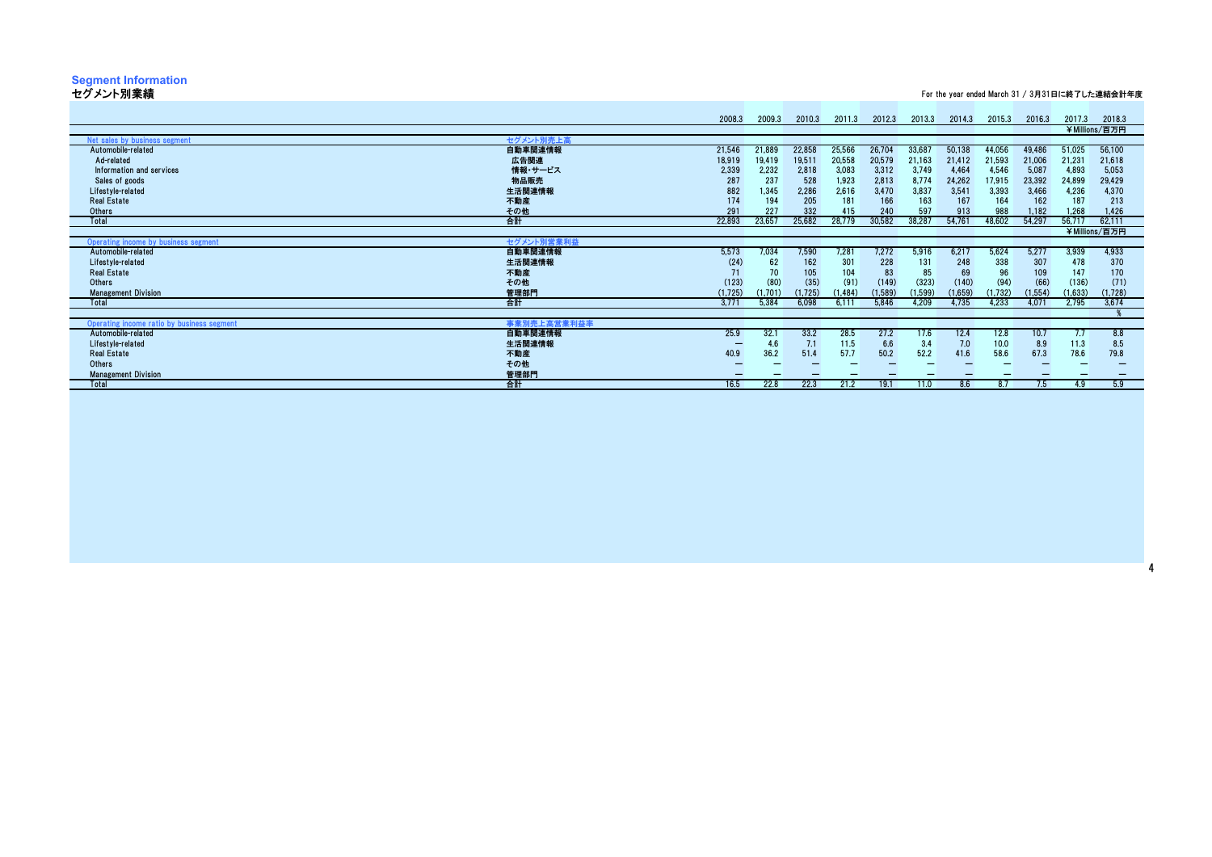# Segment Information
## セグメント別業績

For the year ended March 31 / 3月31日に終了した連結会計年度

| | | 2008.3 | 2009.3 | 2010.3 | 2011.3 | 2012.3 | 2013.3 | 2014.3 | 2015.3 | 2016.3 | 2017.3 | 2018.3 |
|---|---|---|---|---|---|---|---|---|---|---|---|---|
| | | | | | | | | | | | | ¥Millions/百万円 |
| Net sales by business segment | セグメント別売上高 | | | | | | | | | | | |
| Automobile-related | 自動車関連情報 | 21,546 | 21,889 | 22,858 | 25,566 | 26,704 | 33,687 | 50,138 | 44,056 | 49,486 | 51,025 | 56,100 |
| Ad-related | 広告関連 | 18,919 | 19,419 | 19,511 | 20,558 | 20,579 | 21,163 | 21,412 | 21,593 | 21,006 | 21,231 | 21,618 |
| Information and services | 情報・サービス | 2,339 | 2,232 | 2,818 | 3,083 | 3,312 | 3,749 | 4,464 | 4,546 | 5,087 | 4,893 | 5,053 |
| Sales of goods | 物品販売 | 287 | 237 | 528 | 1,923 | 2,813 | 8,774 | 24,262 | 17,915 | 23,392 | 24,899 | 29,429 |
| Lifestyle-related | 生活関連情報 | 882 | 1,345 | 2,286 | 2,616 | 3,470 | 3,837 | 3,541 | 3,393 | 3,466 | 4,236 | 4,370 |
| Real Estate | 不動産 | 174 | 194 | 205 | 181 | 166 | 163 | 167 | 164 | 162 | 187 | 213 |
| Others | その他 | 291 | 227 | 332 | 415 | 240 | 597 | 913 | 988 | 1,182 | 1,268 | 1,426 |
| Total | 合計 | 22,893 | 23,657 | 25,682 | 28,779 | 30,582 | 38,287 | 54,761 | 48,602 | 54,297 | 56,717 | 62,111 |
| | | | | | | | | | | | | ¥Millions/百万円 |
| Operating income by business segment | セグメント別営業利益 | | | | | | | | | | | |
| Automobile-related | 自動車関連情報 | 5,573 | 7,034 | 7,590 | 7,281 | 7,272 | 5,916 | 6,217 | 5,624 | 5,277 | 3,939 | 4,933 |
| Lifestyle-related | 生活関連情報 | (24) | 62 | 162 | 301 | 228 | 131 | 248 | 338 | 307 | 478 | 370 |
| Real Estate | 不動産 | 71 | 70 | 105 | 104 | 83 | 85 | 69 | 96 | 109 | 147 | 170 |
| Others | その他 | (123) | (80) | (35) | (91) | (149) | (323) | (140) | (94) | (66) | (136) | (71) |
| Management Division | 管理部門 | (1,725) | (1,701) | (1,725) | (1,484) | (1,589) | (1,599) | (1,659) | (1,732) | (1,554) | (1,633) | (1,728) |
| Total | 合計 | 3,771 | 5,384 | 6,098 | 6,111 | 5,846 | 4,209 | 4,735 | 4,233 | 4,071 | 2,795 | 3,674 |
| | | | | | | | | | | | | % |
| Operating income ratio by business segment | 事業別売上高営業利益率 | | | | | | | | | | | |
| Automobile-related | 自動車関連情報 | 25.9 | 32.1 | 33.2 | 28.5 | 27.2 | 17.6 | 12.4 | 12.8 | 10.7 | 7.7 | 8.8 |
| Lifestyle-related | 生活関連情報 | — | 4.6 | 7.1 | 11.5 | 6.6 | 3.4 | 7.0 | 10.0 | 8.9 | 11.3 | 8.5 |
| Real Estate | 不動産 | 40.9 | 36.2 | 51.4 | 57.7 | 50.2 | 52.2 | 41.6 | 58.6 | 67.3 | 78.6 | 79.8 |
| Others | その他 | — | — | — | — | — | — | — | — | — | — | — |
| Management Division | 管理部門 | — | — | — | — | — | — | — | — | — | — | — |
| Total | 合計 | 16.5 | 22.8 | 22.3 | 21.2 | 19.1 | 11.0 | 8.6 | 8.7 | 7.5 | 4.9 | 5.9 |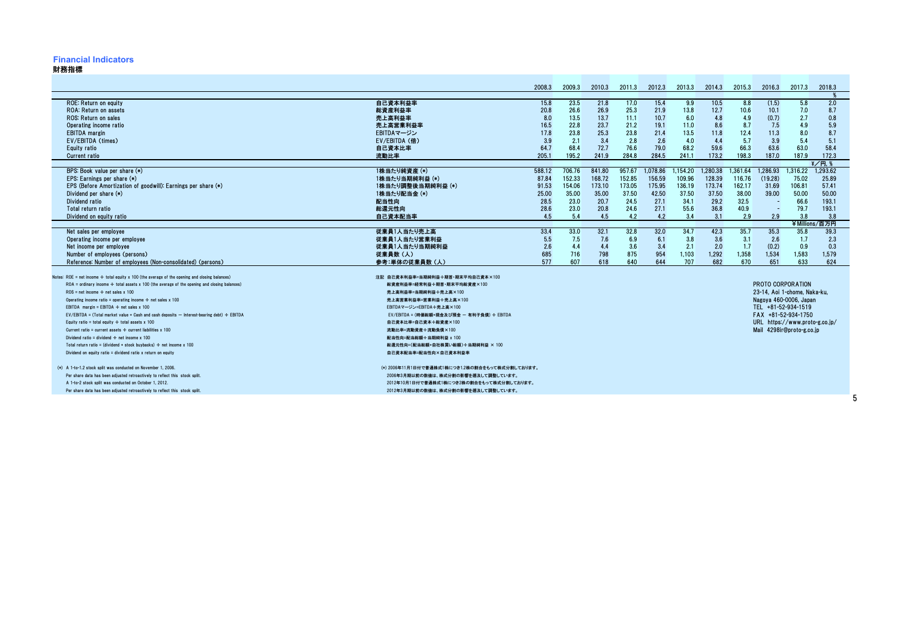## Financial Indicators

### 財務指標

| | | 2008.3 | 2009.3 | 2010.3 | 2011.3 | 2012.3 | 2013.3 | 2014.3 | 2015.3 | 2016.3 | 2017.3 | 2018.3 |
|---|---|---|---|---|---|---|---|---|---|---|---|---|
| | | | | | | | | | | | | % |
| ROE: Return on equity | 自己資本利益率 | 15.8 | 23.5 | 21.8 | 17.0 | 15.4 | 9.9 | 10.5 | 8.8 | (1.5) | 5.8 | 2.0 |
| ROA: Return on assets | 総資産利益率 | 20.8 | 26.6 | 26.9 | 25.3 | 21.9 | 13.8 | 12.7 | 10.6 | 10.1 | 7.0 | 8.7 |
| ROS: Return on sales | 売上高利益率 | 8.0 | 13.5 | 13.7 | 11.1 | 10.7 | 6.0 | 4.8 | 4.9 | (0.7) | 2.7 | 0.8 |
| Operating income ratio | 売上高営業利益率 | 16.5 | 22.8 | 23.7 | 21.2 | 19.1 | 11.0 | 8.6 | 8.7 | 7.5 | 4.9 | 5.9 |
| EBITDA margin | EBITDAマージン | 17.8 | 23.8 | 25.3 | 23.8 | 21.4 | 13.5 | 11.8 | 12.4 | 11.3 | 8.0 | 8.7 |
| EV/EBITDA (times) | EV/EBITDA (倍) | 3.9 | 2.1 | 3.4 | 2.8 | 2.6 | 4.0 | 4.4 | 5.7 | 3.9 | 5.4 | 5.1 |
| Equity ratio | 自己資本比率 | 64.7 | 68.4 | 72.7 | 76.6 | 79.0 | 68.2 | 59.6 | 66.3 | 63.6 | 63.0 | 58.4 |
| Current ratio | 流動比率 | 205.1 | 195.2 | 241.9 | 284.8 | 284.5 | 241.1 | 173.2 | 198.3 | 187.0 | 187.9 | 172.3 |
| | | | | | | | | | | | | ¥／円, % |
| BPS: Book value per share (*) | 1株当たり純資産 (*) | 588.12 | 706.76 | 841.80 | 957.67 | 1,078.86 | 1,154.20 | 1,280.38 | 1,361.64 | 1,286.93 | 1,316.22 | 1,293.62 |
| EPS: Earnings per share (*) | 1株当たり当期純利益 (*) | 87.84 | 152.33 | 168.72 | 152.85 | 156.59 | 109.96 | 128.39 | 116.76 | (19.28) | 75.02 | 25.89 |
| EPS (Before Amortization of goodwill): Earnings per share (*) | 1株当たり調整後当期純利益 (*) | 91.53 | 154.06 | 173.10 | 173.05 | 175.95 | 136.19 | 173.74 | 162.17 | 31.69 | 106.81 | 57.41 |
| Dividend per share (*) | 1株当たり配当金 (*) | 25.00 | 35.00 | 35.00 | 37.50 | 42.50 | 37.50 | 37.50 | 38.00 | 39.00 | 50.00 | 50.00 |
| Dividend ratio | 配当性向 | 28.5 | 23.0 | 20.7 | 24.5 | 27.1 | 34.1 | 29.2 | 32.5 | - | 66.6 | 193.1 |
| Total return ratio | 総還元性向 | 28.6 | 23.0 | 20.8 | 24.6 | 27.1 | 55.6 | 36.8 | 40.9 | - | 79.7 | 193.1 |
| Dividend on equity ratio | 自己資本配当率 | 4.5 | 5.4 | 4.5 | 4.2 | 4.2 | 3.4 | 3.1 | 2.9 | 2.9 | 3.8 | 3.8 |
| | | | | | | | | | | | | ¥Millions/百万円 |
| Net sales per employee | 従業員1人当たり売上高 | 33.4 | 33.0 | 32.1 | 32.8 | 32.0 | 34.7 | 42.3 | 35.7 | 35.3 | 35.8 | 39.3 |
| Operating income per employee | 従業員1人当たり営業利益 | 5.5 | 7.5 | 7.6 | 6.9 | 6.1 | 3.8 | 3.6 | 3.1 | 2.6 | 1.7 | 2.3 |
| Net income per employee | 従業員1人当たり当期純利益 | 2.6 | 4.4 | 4.4 | 3.6 | 3.4 | 2.1 | 2.0 | 1.7 | (0.2) | 0.9 | 0.3 |
| Number of employees (persons) | 従業員数 (人) | 685 | 716 | 798 | 875 | 954 | 1,103 | 1,292 | 1,358 | 1,534 | 1,583 | 1,579 |
| Reference: Number of employees (Non-consolidated) (persons) | 参考：単体の従業員数 (人) | 577 | 607 | 618 | 640 | 644 | 707 | 682 | 670 | 651 | 633 | 624 |

Notes: ROE = net income ÷ total equity x 100 (the average of the opening and closing balances)
ROA = ordinary income ÷ total assets x 100 (the average of the opening and closing balances)
ROS = net income ÷ net sales x 100
Operating income ratio = operating income ÷ net sales x 100
EBITDA margin = EBITDA ÷ net sales x 100
EV/EBITDA = (Total market value + Cash and cash deposits − Interest-bearing debt) ÷ EBITDA
Equity ratio = total equity ÷ total assets x 100
Current ratio = current assets ÷ current liabilities x 100
Dividend ratio = dividend ÷ net income x 100
Total return ratio = (dividend + stock buybacks) ÷ net income x 100
Dividend on equity ratio = dividend ratio x return on equity

注記 自己資本利益率=当期純利益÷期首・期末平均自己資本×100
総資産利益率=経常利益÷期首・期末平均総資産×100
売上高利益率=当期純利益÷売上高×100
売上高営業利益率=営業利益÷売上高×100
EBITDAマージン=EBITDA÷売上高×100
EV/EBITDA = (時価総額+現金及び預金 − 有利子負債) ÷ EBITDA
自己資本比率=自己資本÷総資産×100
流動比率=流動資産÷流動負債×100
配当性向=配当総額÷当期純利益 x 100
総還元性向=(配当総額+自社株買い総額)÷当期純利益 × 100
自己資本配当率=配当性向×自己資本利益率

(*) A 1-to-1.2 stock split was conducted on November 1, 2006.
Per share data has been adjusted retroactively to reflect this stock split.
A 1-to-2 stock split was conducted on October 1, 2012.
Per share data has been adjusted retroactively to reflect this stock split.

(*) 2006年11月1日付で普通株式1株につき1.2株の割合をもって株式分割しております。
2006年3月期以前の数値は、株式分割の影響を遡及して調整しています。
2012年10月1日付で普通株式1株につき2株の割合をもって株式分割しております。
2012年3月期以前の数値は、株式分割の影響を遡及して調整しています。

PROTO CORPORATION
23-14, Aoi 1-chome, Naka-ku,
Nagoya 460-0006, Japan
TEL +81-52-934-1519
FAX +81-52-934-1750
URL https://www.proto-g.co.jp/
Mail 4298ir@proto-g.co.jp